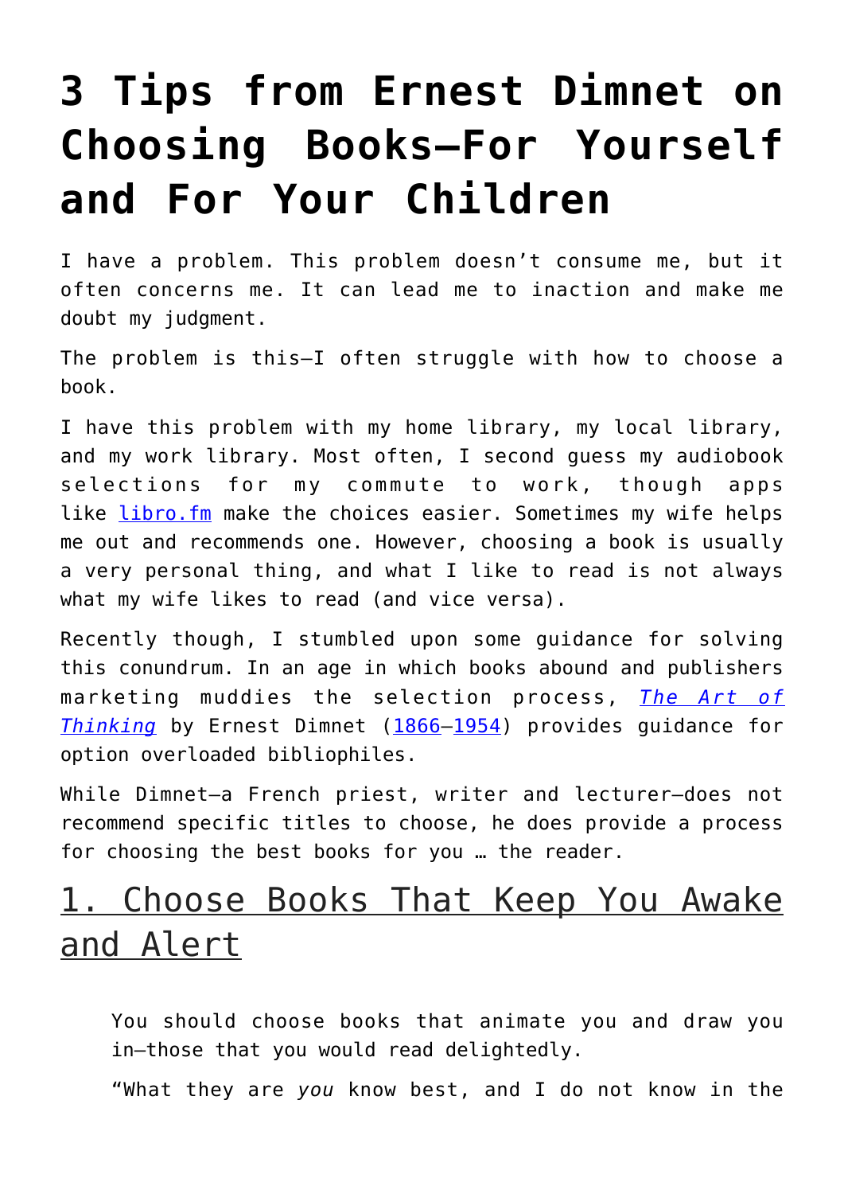# 3 Tips from Ernest Dimnet on Choosing Books—For Yourself and For Your Children

I have a problem. This problem doesn't consume me, but it often concerns me. It can lead me to inaction and make me doubt my judgment.

The problem is this—I often struggle with how to choose a book.

I have this problem with my home library, my local library, and my work library. Most often, I second guess my audiobook selections for my commute to work, though apps like [libro.fm](libro.fm) make the choices easier. Sometimes my wife helps me out and recommends one. However, choosing a book is usually a very personal thing, and what I like to read is not always what my wife likes to read (and vice versa).

Recently though, I stumbled upon some guidance for solving this conundrum. In an age in which books abound and publishers marketing muddies the selection process, [*The Art of Thinking*]() by Ernest Dimnet ([1866]()–[1954]()) provides guidance for option overloaded bibliophiles.

While Dimnet—a French priest, writer and lecturer—does not recommend specific titles to choose, he does provide a process for choosing the best books for you … the reader.

## 1. Choose Books That Keep You Awake and Alert

> You should choose books that animate you and draw you in—those that you would read delightedly.
>
> "What they are *you* know best, and I do not know in the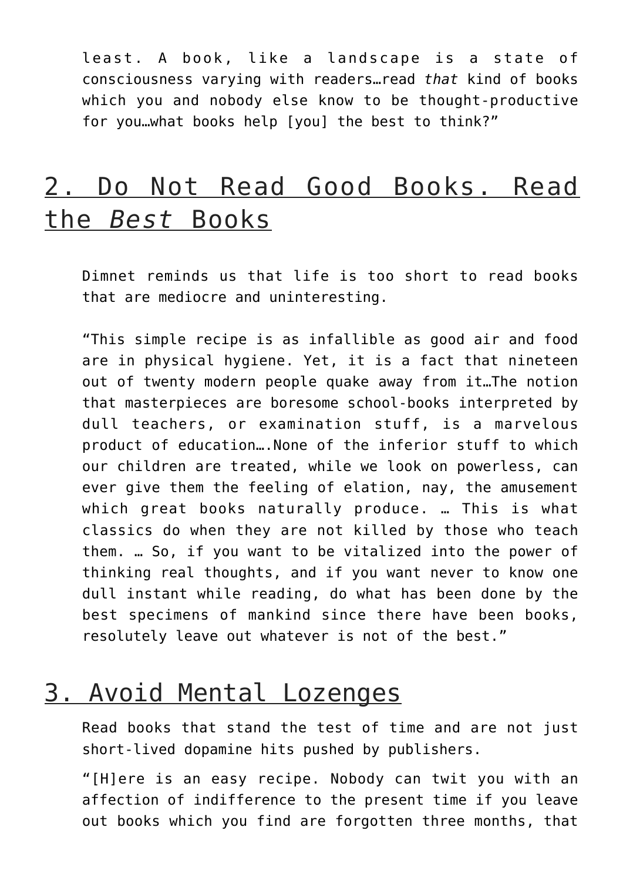least. A book, like a landscape is a state of consciousness varying with readers…read *that* kind of books which you and nobody else know to be thought-productive for you…what books help [you] the best to think?"

## 2. Do Not Read Good Books. Read the *Best* Books

Dimnet reminds us that life is too short to read books that are mediocre and uninteresting.

"This simple recipe is as infallible as good air and food are in physical hygiene. Yet, it is a fact that nineteen out of twenty modern people quake away from it…The notion that masterpieces are boresome school-books interpreted by dull teachers, or examination stuff, is a marvelous product of education….None of the inferior stuff to which our children are treated, while we look on powerless, can ever give them the feeling of elation, nay, the amusement which great books naturally produce. … This is what classics do when they are not killed by those who teach them. … So, if you want to be vitalized into the power of thinking real thoughts, and if you want never to know one dull instant while reading, do what has been done by the best specimens of mankind since there have been books, resolutely leave out whatever is not of the best."

## 3. Avoid Mental Lozenges

Read books that stand the test of time and are not just short-lived dopamine hits pushed by publishers.

"[H]ere is an easy recipe. Nobody can twit you with an affection of indifference to the present time if you leave out books which you find are forgotten three months, that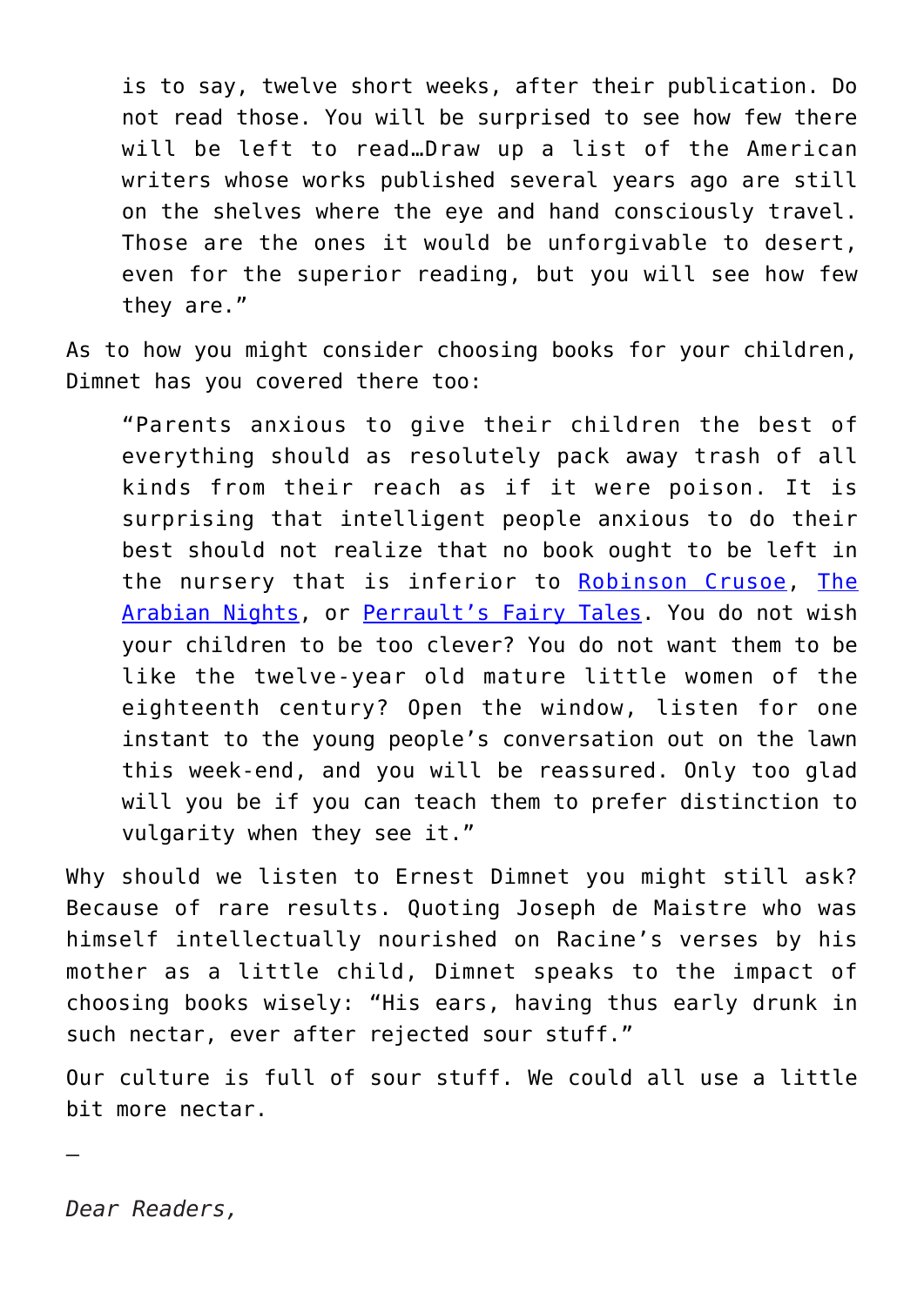> is to say, twelve short weeks, after their publication. Do not read those. You will be surprised to see how few there will be left to read…Draw up a list of the American writers whose works published several years ago are still on the shelves where the eye and hand consciously travel. Those are the ones it would be unforgivable to desert, even for the superior reading, but you will see how few they are."

As to how you might consider choosing books for your children, Dimnet has you covered there too:

> "Parents anxious to give their children the best of everything should as resolutely pack away trash of all kinds from their reach as if it were poison. It is surprising that intelligent people anxious to do their best should not realize that no book ought to be left in the nursery that is inferior to Robinson Crusoe, The Arabian Nights, or Perrault's Fairy Tales. You do not wish your children to be too clever? You do not want them to be like the twelve-year old mature little women of the eighteenth century? Open the window, listen for one instant to the young people's conversation out on the lawn this week-end, and you will be reassured. Only too glad will you be if you can teach them to prefer distinction to vulgarity when they see it."

Why should we listen to Ernest Dimnet you might still ask? Because of rare results. Quoting Joseph de Maistre who was himself intellectually nourished on Racine's verses by his mother as a little child, Dimnet speaks to the impact of choosing books wisely: "His ears, having thus early drunk in such nectar, ever after rejected sour stuff."

Our culture is full of sour stuff. We could all use a little bit more nectar.

—

*Dear Readers,*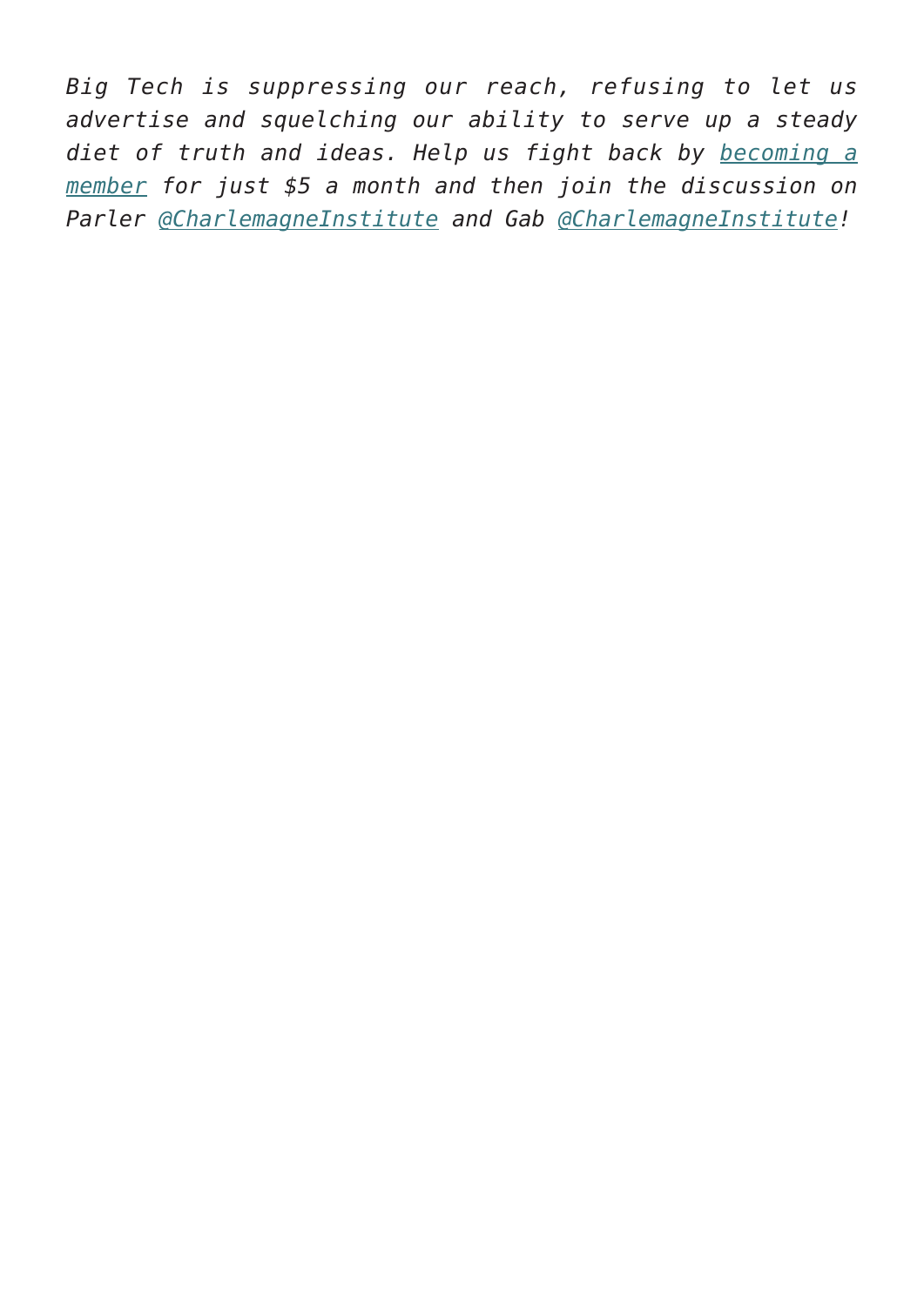*Big Tech is suppressing our reach, refusing to let us advertise and squelching our ability to serve up a steady diet of truth and ideas. Help us fight back by becoming a member for just $5 a month and then join the discussion on Parler @CharlemagneInstitute and Gab @CharlemagneInstitute!*